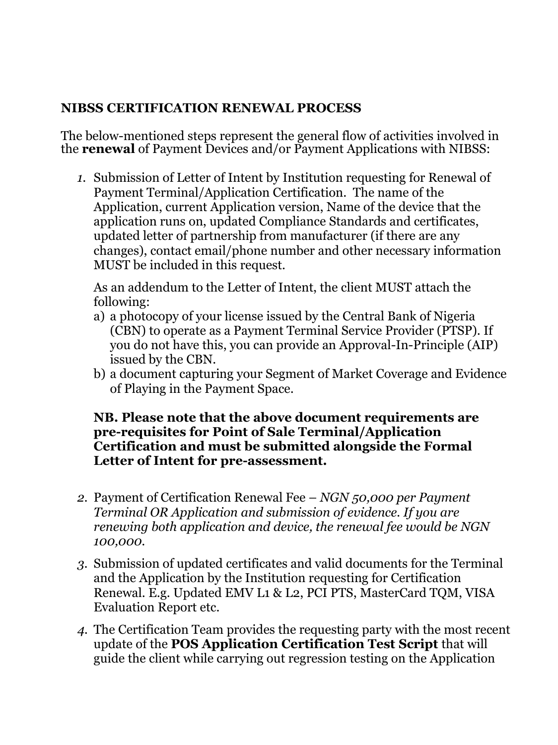# NIBSS CERTIFICATION RENEWAL PROCESS

The below-mentioned steps represent the general flow of activities involved in the **renewal** of Payment Devices and/or Payment Applications with NIBSS:

1. Submission of Letter of Intent by Institution requesting for Renewal of Payment Terminal/Application Certification. The name of the Application, current Application version, Name of the device that the application runs on, updated Compliance Standards and certificates, updated letter of partnership from manufacturer (if there are any changes), contact email/phone number and other necessary information MUST be included in this request.

   As an addendum to the Letter of Intent, the client MUST attach the following:

   a) a photocopy of your license issued by the Central Bank of Nigeria (CBN) to operate as a Payment Terminal Service Provider (PTSP). If you do not have this, you can provide an Approval-In-Principle (AIP) issued by the CBN.
   b) a document capturing your Segment of Market Coverage and Evidence of Playing in the Payment Space.

   **NB. Please note that the above document requirements are pre-requisites for Point of Sale Terminal/Application Certification and must be submitted alongside the Formal Letter of Intent for pre-assessment.**

2. Payment of Certification Renewal Fee – *NGN 50,000 per Payment Terminal OR Application and submission of evidence. If you are renewing both application and device, the renewal fee would be NGN 100,000.*

3. Submission of updated certificates and valid documents for the Terminal and the Application by the Institution requesting for Certification Renewal. E.g. Updated EMV L1 & L2, PCI PTS, MasterCard TQM, VISA Evaluation Report etc.

4. The Certification Team provides the requesting party with the most recent update of the **POS Application Certification Test Script** that will guide the client while carrying out regression testing on the Application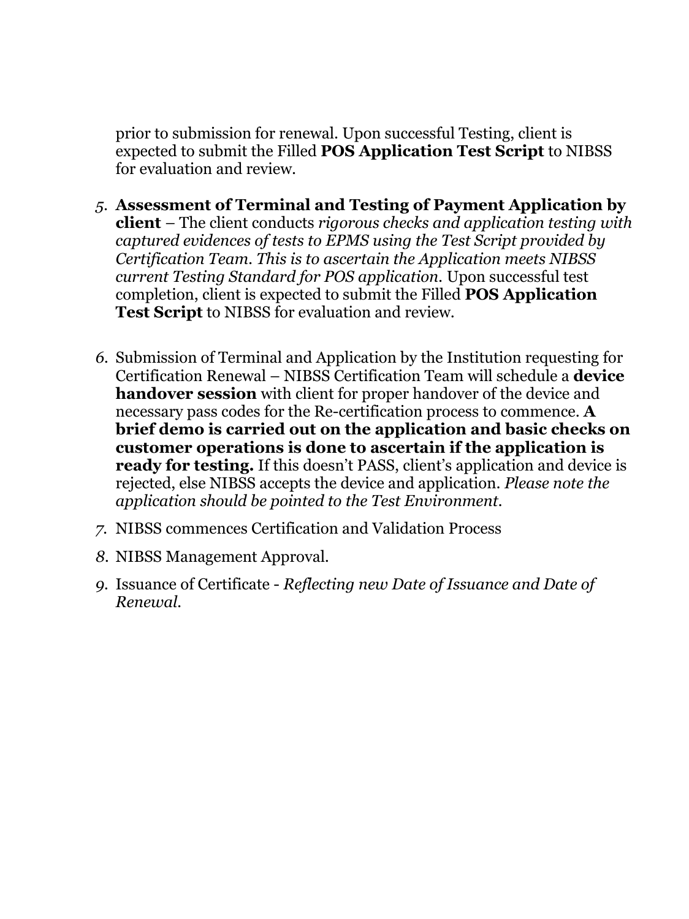prior to submission for renewal. Upon successful Testing, client is expected to submit the Filled **POS Application Test Script** to NIBSS for evaluation and review.

5. **Assessment of Terminal and Testing of Payment Application by client** – The client conducts *rigorous checks and application testing with captured evidences of tests to EPMS using the Test Script provided by Certification Team. This is to ascertain the Application meets NIBSS current Testing Standard for POS application.* Upon successful test completion, client is expected to submit the Filled **POS Application Test Script** to NIBSS for evaluation and review.

6. Submission of Terminal and Application by the Institution requesting for Certification Renewal – NIBSS Certification Team will schedule a **device handover session** with client for proper handover of the device and necessary pass codes for the Re-certification process to commence. **A brief demo is carried out on the application and basic checks on customer operations is done to ascertain if the application is ready for testing.** If this doesn't PASS, client's application and device is rejected, else NIBSS accepts the device and application. *Please note the application should be pointed to the Test Environment.*

7. NIBSS commences Certification and Validation Process

8. NIBSS Management Approval.

9. Issuance of Certificate - *Reflecting new Date of Issuance and Date of Renewal.*